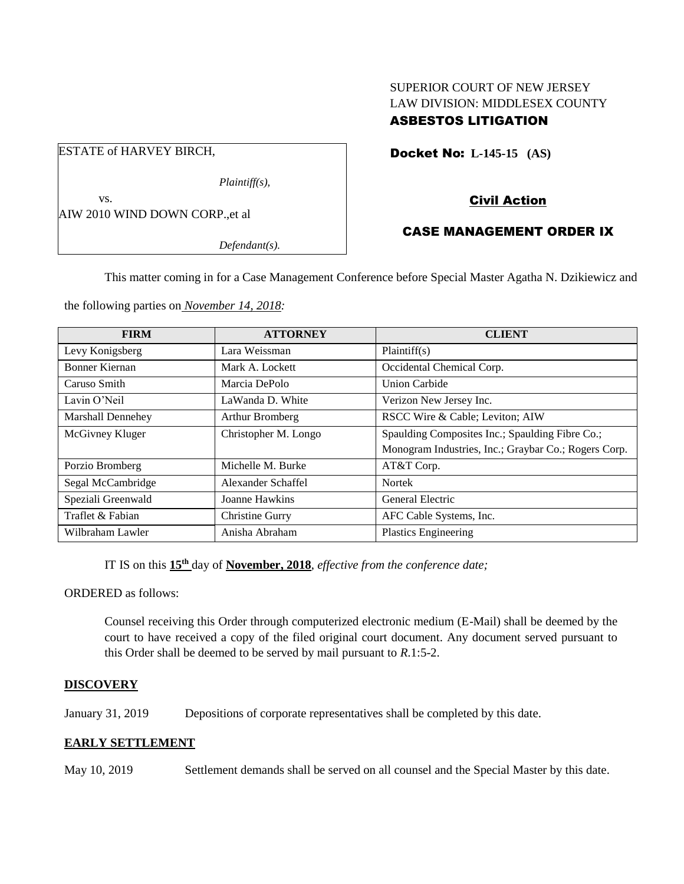SUPERIOR COURT OF NEW JERSEY
LAW DIVISION: MIDDLESEX COUNTY
**ASBESTOS LITIGATION**

ESTATE of HARVEY BIRCH,

*Plaintiff(s),*

vs.

AIW 2010 WIND DOWN CORP.,et al

*Defendant(s).*

**Docket No: L-145-15 (AS)**

**Civil Action**

**CASE MANAGEMENT ORDER IX**

This matter coming in for a Case Management Conference before Special Master Agatha N. Dzikiewicz and the following parties on *November 14, 2018:*

| FIRM | ATTORNEY | CLIENT |
|---|---|---|
| Levy Konigsberg | Lara Weissman | Plaintiff(s) |
| Bonner Kiernan | Mark A. Lockett | Occidental Chemical Corp. |
| Caruso Smith | Marcia DePolo | Union Carbide |
| Lavin O'Neil | LaWanda D. White | Verizon New Jersey Inc. |
| Marshall Dennehey | Arthur Bromberg | RSCC Wire & Cable; Leviton; AIW |
| McGivney Kluger | Christopher M. Longo | Spaulding Composites Inc.; Spaulding Fibre Co.; Monogram Industries, Inc.; Graybar Co.; Rogers Corp. |
| Porzio Bromberg | Michelle M. Burke | AT&T Corp. |
| Segal McCambridge | Alexander Schaffel | Nortek |
| Speziali Greenwald | Joanne Hawkins | General Electric |
| Traflet & Fabian | Christine Gurry | AFC Cable Systems, Inc. |
| Wilbraham Lawler | Anisha Abraham | Plastics Engineering |

IT IS on this **15th** day of **November, 2018**, *effective from the conference date;*

ORDERED as follows:

Counsel receiving this Order through computerized electronic medium (E-Mail) shall be deemed by the court to have received a copy of the filed original court document. Any document served pursuant to this Order shall be deemed to be served by mail pursuant to *R*.1:5-2.

## DISCOVERY

January 31, 2019 Depositions of corporate representatives shall be completed by this date.

## EARLY SETTLEMENT

May 10, 2019 Settlement demands shall be served on all counsel and the Special Master by this date.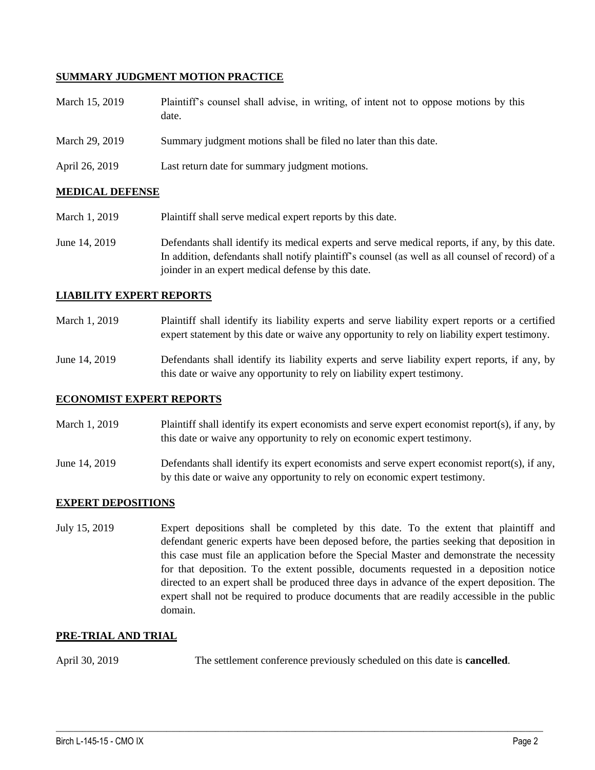**SUMMARY JUDGMENT MOTION PRACTICE**

| | |
|---|---|
| March 15, 2019 | Plaintiff's counsel shall advise, in writing, of intent not to oppose motions by this date. |
| March 29, 2019 | Summary judgment motions shall be filed no later than this date. |
| April 26, 2019 | Last return date for summary judgment motions. |

**MEDICAL DEFENSE**

| | |
|---|---|
| March 1, 2019 | Plaintiff shall serve medical expert reports by this date. |
| June 14, 2019 | Defendants shall identify its medical experts and serve medical reports, if any, by this date. In addition, defendants shall notify plaintiff's counsel (as well as all counsel of record) of a joinder in an expert medical defense by this date. |

**LIABILITY EXPERT REPORTS**

| | |
|---|---|
| March 1, 2019 | Plaintiff shall identify its liability experts and serve liability expert reports or a certified expert statement by this date or waive any opportunity to rely on liability expert testimony. |
| June 14, 2019 | Defendants shall identify its liability experts and serve liability expert reports, if any, by this date or waive any opportunity to rely on liability expert testimony. |

**ECONOMIST EXPERT REPORTS**

| | |
|---|---|
| March 1, 2019 | Plaintiff shall identify its expert economists and serve expert economist report(s), if any, by this date or waive any opportunity to rely on economic expert testimony. |
| June 14, 2019 | Defendants shall identify its expert economists and serve expert economist report(s), if any, by this date or waive any opportunity to rely on economic expert testimony. |

**EXPERT DEPOSITIONS**

| | |
|---|---|
| July 15, 2019 | Expert depositions shall be completed by this date. To the extent that plaintiff and defendant generic experts have been deposed before, the parties seeking that deposition in this case must file an application before the Special Master and demonstrate the necessity for that deposition. To the extent possible, documents requested in a deposition notice directed to an expert shall be produced three days in advance of the expert deposition. The expert shall not be required to produce documents that are readily accessible in the public domain. |

**PRE-TRIAL AND TRIAL**

| | |
|---|---|
| April 30, 2019 | The settlement conference previously scheduled on this date is **cancelled**. |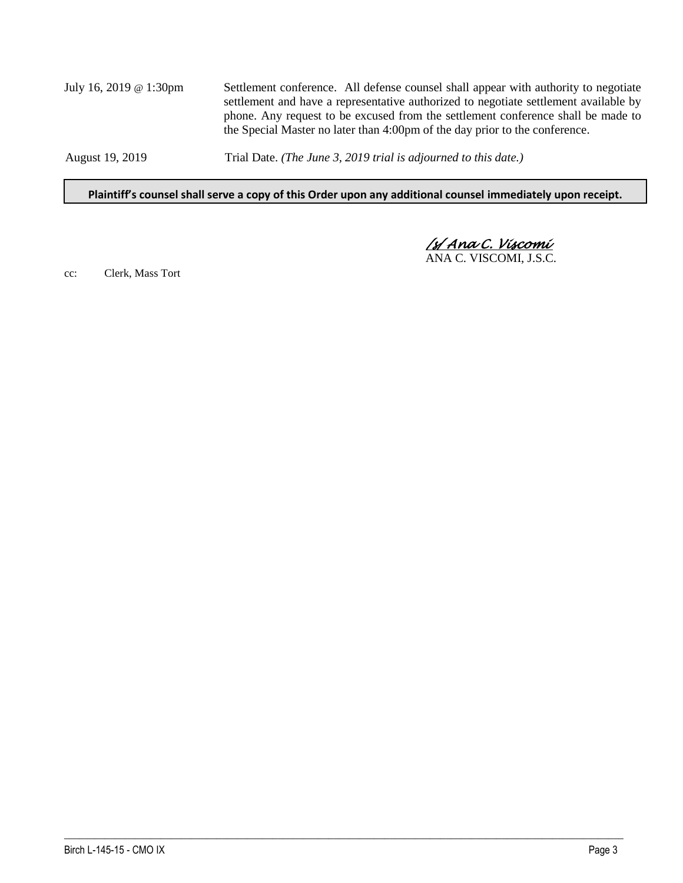| | |
|---|---|
| July 16, 2019 @ 1:30pm | Settlement conference. All defense counsel shall appear with authority to negotiate settlement and have a representative authorized to negotiate settlement available by phone. Any request to be excused from the settlement conference shall be made to the Special Master no later than 4:00pm of the day prior to the conference. |
| August 19, 2019 | Trial Date. *(The June 3, 2019 trial is adjourned to this date.)* |

**Plaintiff's counsel shall serve a copy of this Order upon any additional counsel immediately upon receipt.**

*/s/ Ana C. Viscomi*
ANA C. VISCOMI, J.S.C.

cc: Clerk, Mass Tort